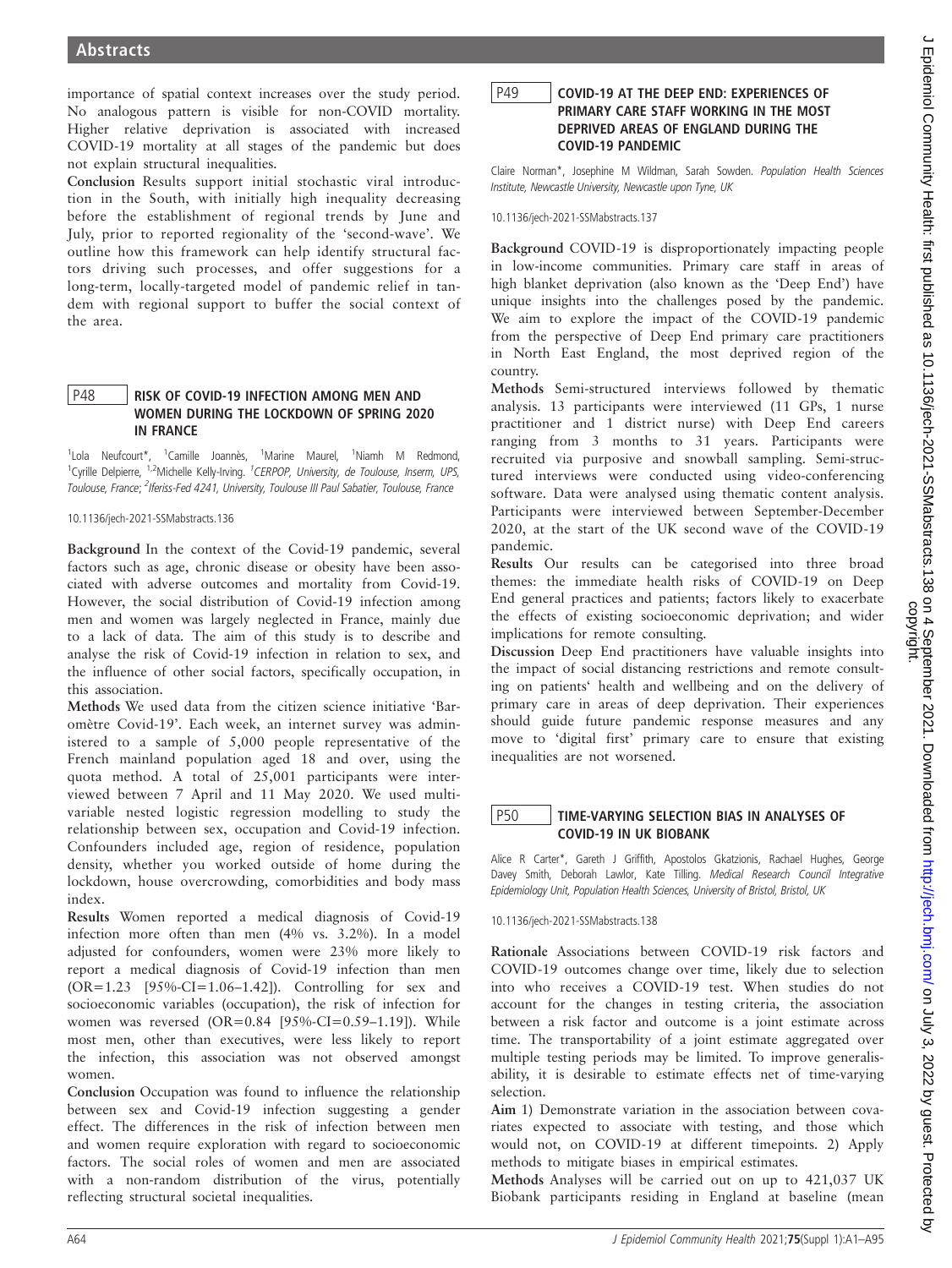importance of spatial context increases over the study period. No analogous pattern is visible for non-COVID mortality. Higher relative deprivation is associated with increased COVID-19 mortality at all stages of the pandemic but does not explain structural inequalities.

**Conclusion** Results support initial stochastic viral introduction in the South, with initially high inequality decreasing before the establishment of regional trends by June and July, prior to reported regionality of the 'second-wave'. We outline how this framework can help identify structural factors driving such processes, and offer suggestions for a long-term, locally-targeted model of pandemic relief in tandem with regional support to buffer the social context of the area.

## P48 RISK OF COVID-19 INFECTION AMONG MEN AND WOMEN DURING THE LOCKDOWN OF SPRING 2020 IN FRANCE

[1]Lola Neufcourt*, [1]Camille Joannès, [1]Marine Maurel, [1]Niamh M Redmond, [1]Cyrille Delpierre, [1,2]Michelle Kelly-Irving. [1]*CERPOP, University, de Toulouse, Inserm, UPS, Toulouse, France*; [2]*Iferiss-Fed 4241, University, Toulouse III Paul Sabatier, Toulouse, France*

10.1136/jech-2021-SSMabstracts.136

**Background** In the context of the Covid-19 pandemic, several factors such as age, chronic disease or obesity have been associated with adverse outcomes and mortality from Covid-19. However, the social distribution of Covid-19 infection among men and women was largely neglected in France, mainly due to a lack of data. The aim of this study is to describe and analyse the risk of Covid-19 infection in relation to sex, and the influence of other social factors, specifically occupation, in this association.

**Methods** We used data from the citizen science initiative 'Baromètre Covid-19'. Each week, an internet survey was administered to a sample of 5,000 people representative of the French mainland population aged 18 and over, using the quota method. A total of 25,001 participants were interviewed between 7 April and 11 May 2020. We used multivariable nested logistic regression modelling to study the relationship between sex, occupation and Covid-19 infection. Confounders included age, region of residence, population density, whether you worked outside of home during the lockdown, house overcrowding, comorbidities and body mass index.

**Results** Women reported a medical diagnosis of Covid-19 infection more often than men (4% vs. 3.2%). In a model adjusted for confounders, women were 23% more likely to report a medical diagnosis of Covid-19 infection than men (OR=1.23 [95%-CI=1.06–1.42]). Controlling for sex and socioeconomic variables (occupation), the risk of infection for women was reversed (OR=0.84 [95%-CI=0.59–1.19]). While most men, other than executives, were less likely to report the infection, this association was not observed amongst women.

**Conclusion** Occupation was found to influence the relationship between sex and Covid-19 infection suggesting a gender effect. The differences in the risk of infection between men and women require exploration with regard to socioeconomic factors. The social roles of women and men are associated with a non-random distribution of the virus, potentially reflecting structural societal inequalities.

## P49 COVID-19 AT THE DEEP END: EXPERIENCES OF PRIMARY CARE STAFF WORKING IN THE MOST DEPRIVED AREAS OF ENGLAND DURING THE COVID-19 PANDEMIC

Claire Norman*, Josephine M Wildman, Sarah Sowden. *Population Health Sciences Institute, Newcastle University, Newcastle upon Tyne, UK*

10.1136/jech-2021-SSMabstracts.137

**Background** COVID-19 is disproportionately impacting people in low-income communities. Primary care staff in areas of high blanket deprivation (also known as the 'Deep End') have unique insights into the challenges posed by the pandemic. We aim to explore the impact of the COVID-19 pandemic from the perspective of Deep End primary care practitioners in North East England, the most deprived region of the country.

**Methods** Semi-structured interviews followed by thematic analysis. 13 participants were interviewed (11 GPs, 1 nurse practitioner and 1 district nurse) with Deep End careers ranging from 3 months to 31 years. Participants were recruited via purposive and snowball sampling. Semi-structured interviews were conducted using video-conferencing software. Data were analysed using thematic content analysis. Participants were interviewed between September-December 2020, at the start of the UK second wave of the COVID-19 pandemic.

**Results** Our results can be categorised into three broad themes: the immediate health risks of COVID-19 on Deep End general practices and patients; factors likely to exacerbate the effects of existing socioeconomic deprivation; and wider implications for remote consulting.

**Discussion** Deep End practitioners have valuable insights into the impact of social distancing restrictions and remote consulting on patients' health and wellbeing and on the delivery of primary care in areas of deep deprivation. Their experiences should guide future pandemic response measures and any move to 'digital first' primary care to ensure that existing inequalities are not worsened.

## P50 TIME-VARYING SELECTION BIAS IN ANALYSES OF COVID-19 IN UK BIOBANK

Alice R Carter*, Gareth J Griffith, Apostolos Gkatzionis, Rachael Hughes, George Davey Smith, Deborah Lawlor, Kate Tilling. *Medical Research Council Integrative Epidemiology Unit, Population Health Sciences, University of Bristol, Bristol, UK*

10.1136/jech-2021-SSMabstracts.138

**Rationale** Associations between COVID-19 risk factors and COVID-19 outcomes change over time, likely due to selection into who receives a COVID-19 test. When studies do not account for the changes in testing criteria, the association between a risk factor and outcome is a joint estimate across time. The transportability of a joint estimate aggregated over multiple testing periods may be limited. To improve generalisability, it is desirable to estimate effects net of time-varying selection.

**Aim** 1) Demonstrate variation in the association between covariates expected to associate with testing, and those which would not, on COVID-19 at different timepoints. 2) Apply methods to mitigate biases in empirical estimates.

**Methods** Analyses will be carried out on up to 421,037 UK Biobank participants residing in England at baseline (mean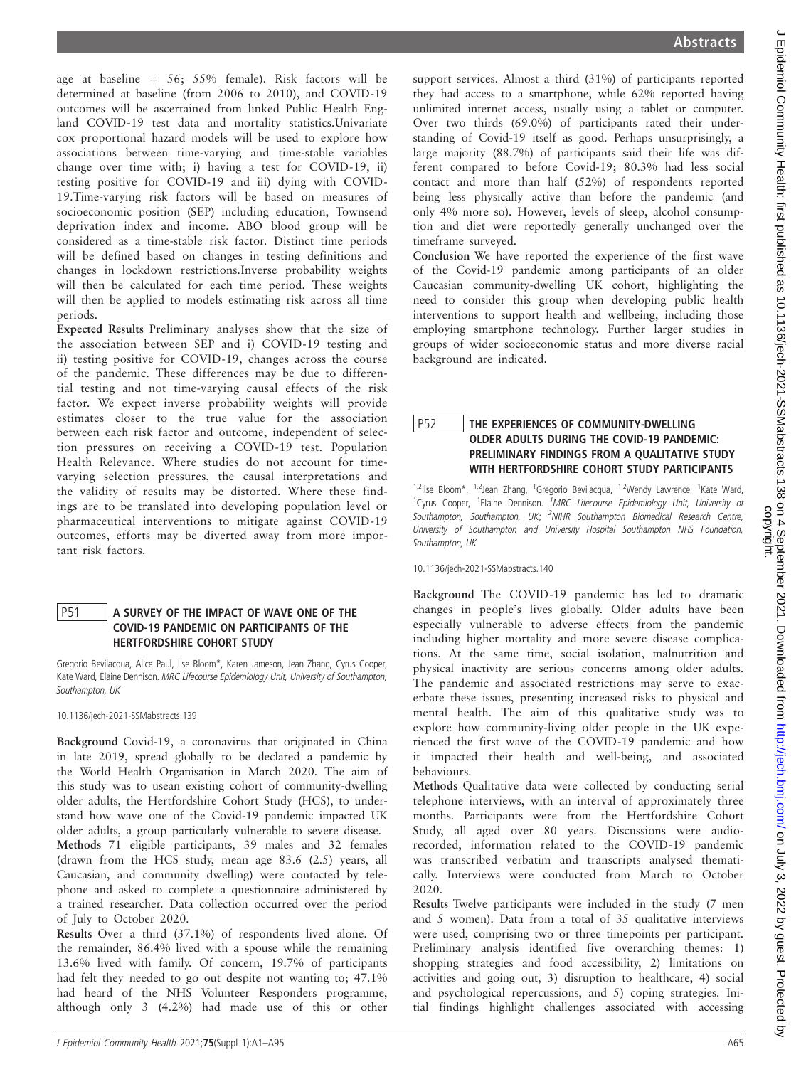age at baseline = 56; 55% female). Risk factors will be determined at baseline (from 2006 to 2010), and COVID-19 outcomes will be ascertained from linked Public Health England COVID-19 test data and mortality statistics.Univariate cox proportional hazard models will be used to explore how associations between time-varying and time-stable variables change over time with; i) having a test for COVID-19, ii) testing positive for COVID-19 and iii) dying with COVID-19.Time-varying risk factors will be based on measures of socioeconomic position (SEP) including education, Townsend deprivation index and income. ABO blood group will be considered as a time-stable risk factor. Distinct time periods will be defined based on changes in testing definitions and changes in lockdown restrictions.Inverse probability weights will then be calculated for each time period. These weights will then be applied to models estimating risk across all time periods.

**Expected Results** Preliminary analyses show that the size of the association between SEP and i) COVID-19 testing and ii) testing positive for COVID-19, changes across the course of the pandemic. These differences may be due to differential testing and not time-varying causal effects of the risk factor. We expect inverse probability weights will provide estimates closer to the true value for the association between each risk factor and outcome, independent of selection pressures on receiving a COVID-19 test. Population Health Relevance. Where studies do not account for time-varying selection pressures, the causal interpretations and the validity of results may be distorted. Where these findings are to be translated into developing population level or pharmaceutical interventions to mitigate against COVID-19 outcomes, efforts may be diverted away from more important risk factors.

## P51 A SURVEY OF THE IMPACT OF WAVE ONE OF THE COVID-19 PANDEMIC ON PARTICIPANTS OF THE HERTFORDSHIRE COHORT STUDY

Gregorio Bevilacqua, Alice Paul, Ilse Bloom*, Karen Jameson, Jean Zhang, Cyrus Cooper, Kate Ward, Elaine Dennison. *MRC Lifecourse Epidemiology Unit, University of Southampton, Southampton, UK*

10.1136/jech-2021-SSMabstracts.139

**Background** Covid-19, a coronavirus that originated in China in late 2019, spread globally to be declared a pandemic by the World Health Organisation in March 2020. The aim of this study was to usean existing cohort of community-dwelling older adults, the Hertfordshire Cohort Study (HCS), to understand how wave one of the Covid-19 pandemic impacted UK older adults, a group particularly vulnerable to severe disease.

**Methods** 71 eligible participants, 39 males and 32 females (drawn from the HCS study, mean age 83.6 (2.5) years, all Caucasian, and community dwelling) were contacted by telephone and asked to complete a questionnaire administered by a trained researcher. Data collection occurred over the period of July to October 2020.

**Results** Over a third (37.1%) of respondents lived alone. Of the remainder, 86.4% lived with a spouse while the remaining 13.6% lived with family. Of concern, 19.7% of participants had felt they needed to go out despite not wanting to; 47.1% had heard of the NHS Volunteer Responders programme, although only 3 (4.2%) had made use of this or other support services. Almost a third (31%) of participants reported they had access to a smartphone, while 62% reported having unlimited internet access, usually using a tablet or computer. Over two thirds (69.0%) of participants rated their understanding of Covid-19 itself as good. Perhaps unsurprisingly, a large majority (88.7%) of participants said their life was different compared to before Covid-19; 80.3% had less social contact and more than half (52%) of respondents reported being less physically active than before the pandemic (and only 4% more so). However, levels of sleep, alcohol consumption and diet were reportedly generally unchanged over the timeframe surveyed.

**Conclusion** We have reported the experience of the first wave of the Covid-19 pandemic among participants of an older Caucasian community-dwelling UK cohort, highlighting the need to consider this group when developing public health interventions to support health and wellbeing, including those employing smartphone technology. Further larger studies in groups of wider socioeconomic status and more diverse racial background are indicated.

## P52 THE EXPERIENCES OF COMMUNITY-DWELLING OLDER ADULTS DURING THE COVID-19 PANDEMIC: PRELIMINARY FINDINGS FROM A QUALITATIVE STUDY WITH HERTFORDSHIRE COHORT STUDY PARTICIPANTS

[1,2]Ilse Bloom*, [1,2]Jean Zhang, [1]Gregorio Bevilacqua, [1,2]Wendy Lawrence, [1]Kate Ward, [1]Cyrus Cooper, [1]Elaine Dennison. [1]*MRC Lifecourse Epidemiology Unit, University of Southampton, Southampton, UK;* [2]*NIHR Southampton Biomedical Research Centre, University of Southampton and University Hospital Southampton NHS Foundation, Southampton, UK*

10.1136/jech-2021-SSMabstracts.140

**Background** The COVID-19 pandemic has led to dramatic changes in people's lives globally. Older adults have been especially vulnerable to adverse effects from the pandemic including higher mortality and more severe disease complications. At the same time, social isolation, malnutrition and physical inactivity are serious concerns among older adults. The pandemic and associated restrictions may serve to exacerbate these issues, presenting increased risks to physical and mental health. The aim of this qualitative study was to explore how community-living older people in the UK experienced the first wave of the COVID-19 pandemic and how it impacted their health and well-being, and associated behaviours.

**Methods** Qualitative data were collected by conducting serial telephone interviews, with an interval of approximately three months. Participants were from the Hertfordshire Cohort Study, all aged over 80 years. Discussions were audio-recorded, information related to the COVID-19 pandemic was transcribed verbatim and transcripts analysed thematically. Interviews were conducted from March to October 2020.

**Results** Twelve participants were included in the study (7 men and 5 women). Data from a total of 35 qualitative interviews were used, comprising two or three timepoints per participant. Preliminary analysis identified five overarching themes: 1) shopping strategies and food accessibility, 2) limitations on activities and going out, 3) disruption to healthcare, 4) social and psychological repercussions, and 5) coping strategies. Initial findings highlight challenges associated with accessing